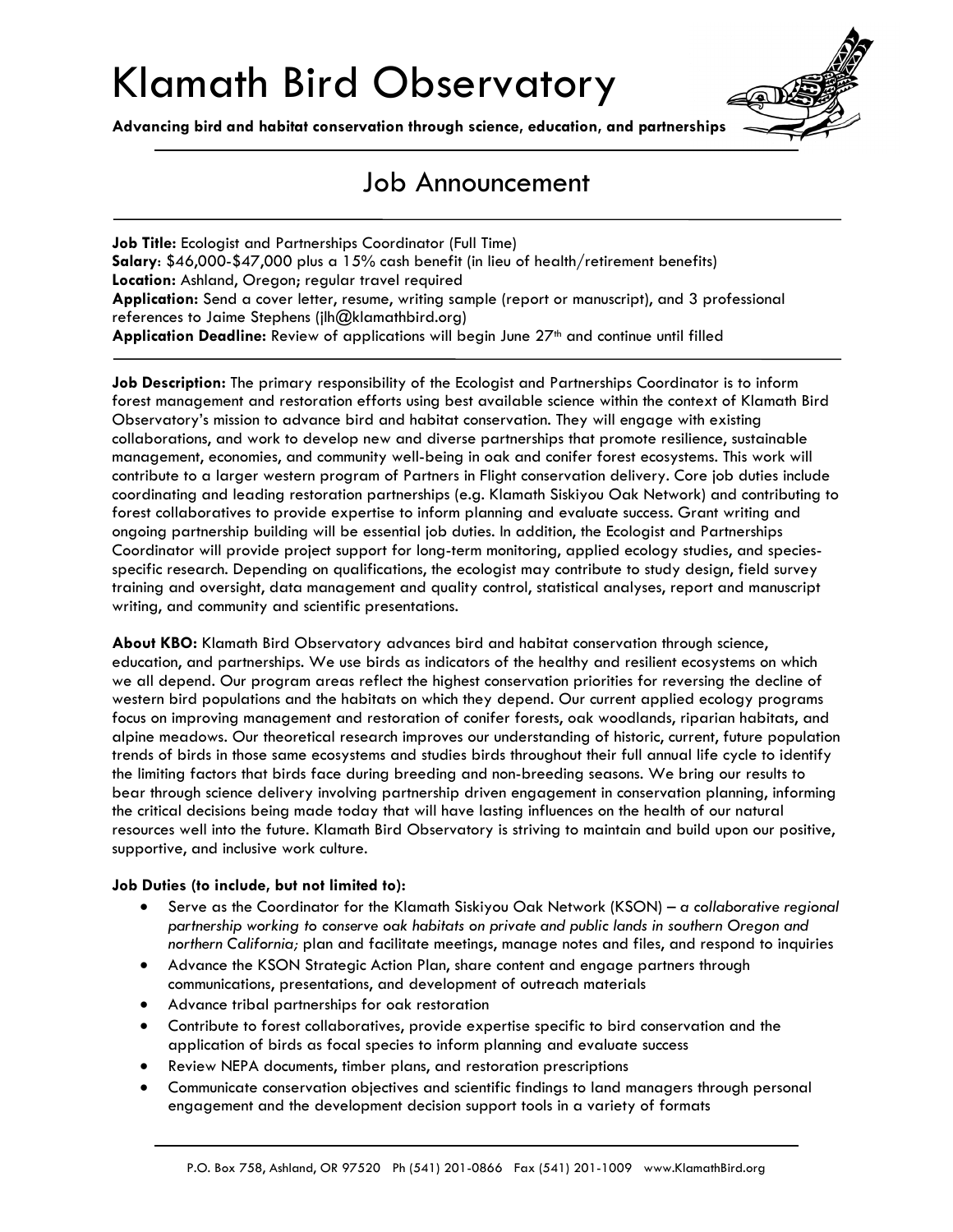# Klamath Bird Observatory

**Advancing bird and habitat conservation through science, education, and partnerships**

## Job Announcement

**Job Title:** Ecologist and Partnerships Coordinator (Full Time)
**Salary**: $46,000-$47,000 plus a 15% cash benefit (in lieu of health/retirement benefits)
**Location:** Ashland, Oregon; regular travel required
**Application:** Send a cover letter, resume, writing sample (report or manuscript), and 3 professional references to Jaime Stephens (jlh@klamathbird.org)
**Application Deadline:** Review of applications will begin June 27th and continue until filled

**Job Description:** The primary responsibility of the Ecologist and Partnerships Coordinator is to inform forest management and restoration efforts using best available science within the context of Klamath Bird Observatory's mission to advance bird and habitat conservation. They will engage with existing collaborations, and work to develop new and diverse partnerships that promote resilience, sustainable management, economies, and community well-being in oak and conifer forest ecosystems. This work will contribute to a larger western program of Partners in Flight conservation delivery. Core job duties include coordinating and leading restoration partnerships (e.g. Klamath Siskiyou Oak Network) and contributing to forest collaboratives to provide expertise to inform planning and evaluate success. Grant writing and ongoing partnership building will be essential job duties. In addition, the Ecologist and Partnerships Coordinator will provide project support for long-term monitoring, applied ecology studies, and species-specific research. Depending on qualifications, the ecologist may contribute to study design, field survey training and oversight, data management and quality control, statistical analyses, report and manuscript writing, and community and scientific presentations.

**About KBO:** Klamath Bird Observatory advances bird and habitat conservation through science, education, and partnerships. We use birds as indicators of the healthy and resilient ecosystems on which we all depend. Our program areas reflect the highest conservation priorities for reversing the decline of western bird populations and the habitats on which they depend. Our current applied ecology programs focus on improving management and restoration of conifer forests, oak woodlands, riparian habitats, and alpine meadows. Our theoretical research improves our understanding of historic, current, future population trends of birds in those same ecosystems and studies birds throughout their full annual life cycle to identify the limiting factors that birds face during breeding and non-breeding seasons. We bring our results to bear through science delivery involving partnership driven engagement in conservation planning, informing the critical decisions being made today that will have lasting influences on the health of our natural resources well into the future. Klamath Bird Observatory is striving to maintain and build upon our positive, supportive, and inclusive work culture.

**Job Duties (to include, but not limited to):**

- Serve as the Coordinator for the Klamath Siskiyou Oak Network (KSON) – *a collaborative regional partnership working to conserve oak habitats on private and public lands in southern Oregon and northern California;* plan and facilitate meetings, manage notes and files, and respond to inquiries
- Advance the KSON Strategic Action Plan, share content and engage partners through communications, presentations, and development of outreach materials
- Advance tribal partnerships for oak restoration
- Contribute to forest collaboratives, provide expertise specific to bird conservation and the application of birds as focal species to inform planning and evaluate success
- Review NEPA documents, timber plans, and restoration prescriptions
- Communicate conservation objectives and scientific findings to land managers through personal engagement and the development decision support tools in a variety of formats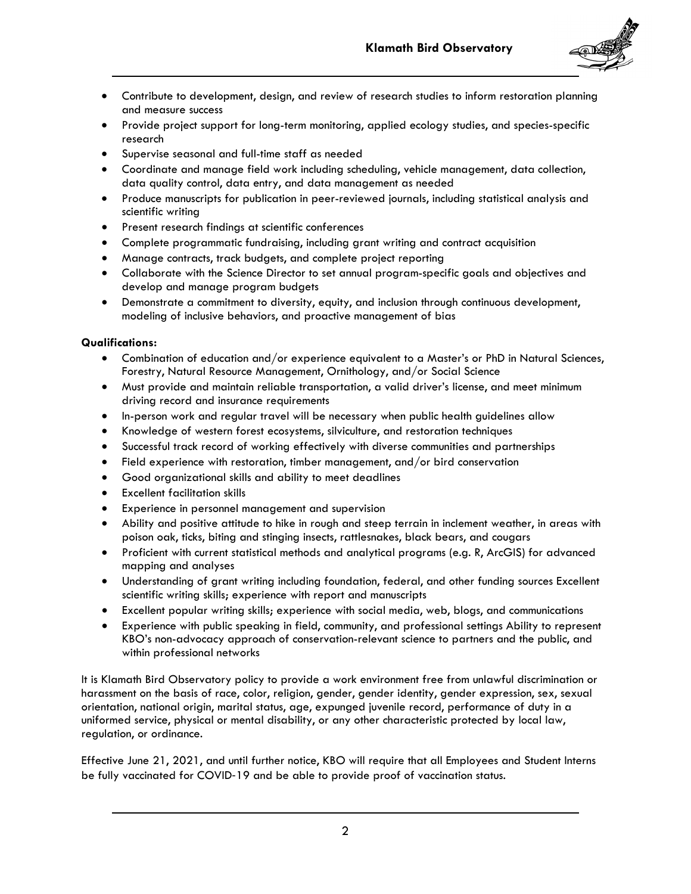- Contribute to development, design, and review of research studies to inform restoration planning and measure success
- Provide project support for long-term monitoring, applied ecology studies, and species-specific research
- Supervise seasonal and full-time staff as needed
- Coordinate and manage field work including scheduling, vehicle management, data collection, data quality control, data entry, and data management as needed
- Produce manuscripts for publication in peer-reviewed journals, including statistical analysis and scientific writing
- Present research findings at scientific conferences
- Complete programmatic fundraising, including grant writing and contract acquisition
- Manage contracts, track budgets, and complete project reporting
- Collaborate with the Science Director to set annual program-specific goals and objectives and develop and manage program budgets
- Demonstrate a commitment to diversity, equity, and inclusion through continuous development, modeling of inclusive behaviors, and proactive management of bias

**Qualifications:**

- Combination of education and/or experience equivalent to a Master's or PhD in Natural Sciences, Forestry, Natural Resource Management, Ornithology, and/or Social Science
- Must provide and maintain reliable transportation, a valid driver's license, and meet minimum driving record and insurance requirements
- In-person work and regular travel will be necessary when public health guidelines allow
- Knowledge of western forest ecosystems, silviculture, and restoration techniques
- Successful track record of working effectively with diverse communities and partnerships
- Field experience with restoration, timber management, and/or bird conservation
- Good organizational skills and ability to meet deadlines
- Excellent facilitation skills
- Experience in personnel management and supervision
- Ability and positive attitude to hike in rough and steep terrain in inclement weather, in areas with poison oak, ticks, biting and stinging insects, rattlesnakes, black bears, and cougars
- Proficient with current statistical methods and analytical programs (e.g. R, ArcGIS) for advanced mapping and analyses
- Understanding of grant writing including foundation, federal, and other funding sources Excellent scientific writing skills; experience with report and manuscripts
- Excellent popular writing skills; experience with social media, web, blogs, and communications
- Experience with public speaking in field, community, and professional settings Ability to represent KBO's non-advocacy approach of conservation-relevant science to partners and the public, and within professional networks

It is Klamath Bird Observatory policy to provide a work environment free from unlawful discrimination or harassment on the basis of race, color, religion, gender, gender identity, gender expression, sex, sexual orientation, national origin, marital status, age, expunged juvenile record, performance of duty in a uniformed service, physical or mental disability, or any other characteristic protected by local law, regulation, or ordinance.

Effective June 21, 2021, and until further notice, KBO will require that all Employees and Student Interns be fully vaccinated for COVID-19 and be able to provide proof of vaccination status.